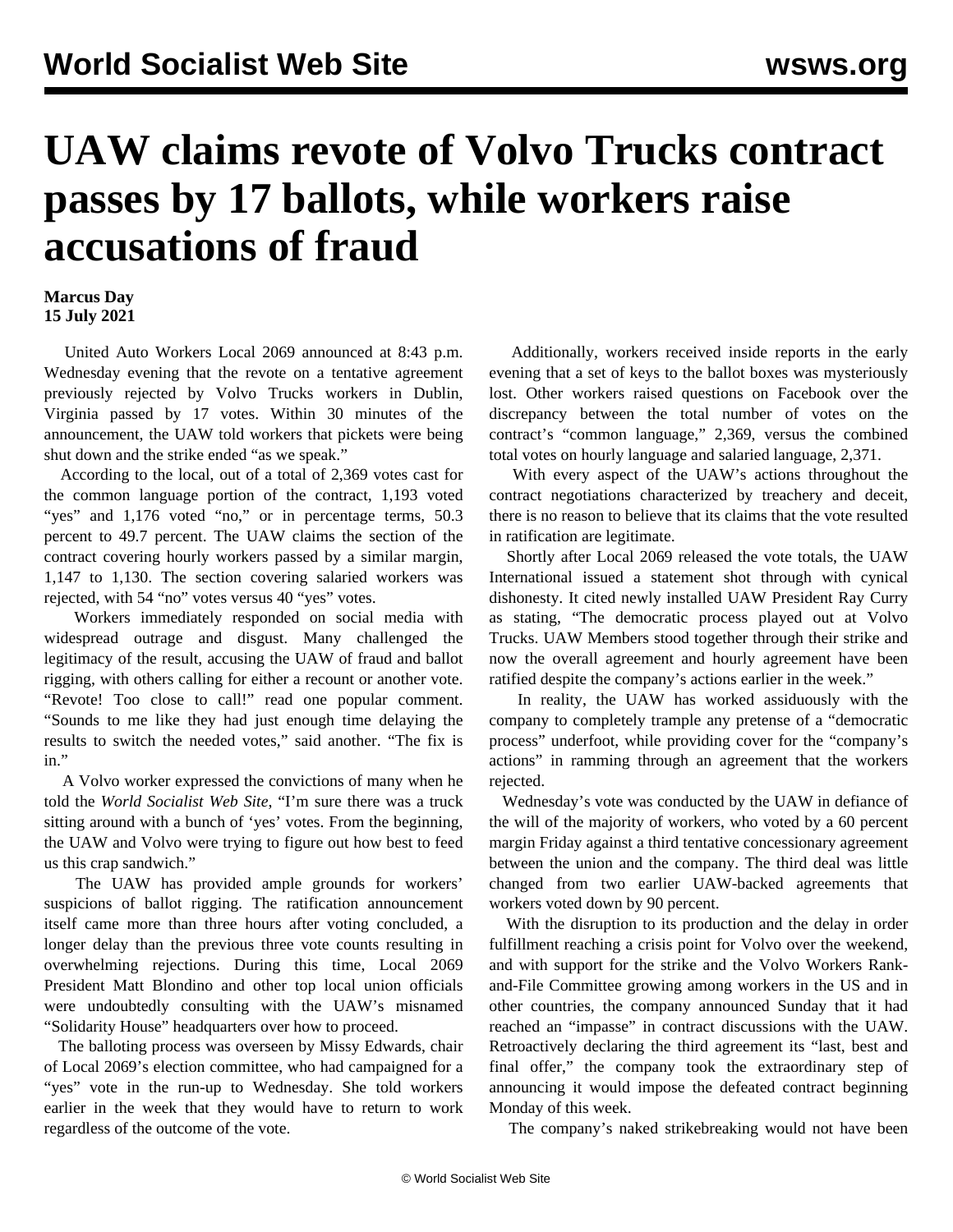# UAW claims revote of Volvo Trucks contract passes by 17 ballots, while workers raise accusations of fraud

**Marcus Day**
**15 July 2021**

United Auto Workers Local 2069 announced at 8:43 p.m. Wednesday evening that the revote on a tentative agreement previously rejected by Volvo Trucks workers in Dublin, Virginia passed by 17 votes. Within 30 minutes of the announcement, the UAW told workers that pickets were being shut down and the strike ended "as we speak."

According to the local, out of a total of 2,369 votes cast for the common language portion of the contract, 1,193 voted "yes" and 1,176 voted "no," or in percentage terms, 50.3 percent to 49.7 percent. The UAW claims the section of the contract covering hourly workers passed by a similar margin, 1,147 to 1,130. The section covering salaried workers was rejected, with 54 "no" votes versus 40 "yes" votes.

Workers immediately responded on social media with widespread outrage and disgust. Many challenged the legitimacy of the result, accusing the UAW of fraud and ballot rigging, with others calling for either a recount or another vote. "Revote! Too close to call!" read one popular comment. "Sounds to me like they had just enough time delaying the results to switch the needed votes," said another. "The fix is in."

A Volvo worker expressed the convictions of many when he told the *World Socialist Web Site*, "I'm sure there was a truck sitting around with a bunch of 'yes' votes. From the beginning, the UAW and Volvo were trying to figure out how best to feed us this crap sandwich."

The UAW has provided ample grounds for workers' suspicions of ballot rigging. The ratification announcement itself came more than three hours after voting concluded, a longer delay than the previous three vote counts resulting in overwhelming rejections. During this time, Local 2069 President Matt Blondino and other top local union officials were undoubtedly consulting with the UAW's misnamed "Solidarity House" headquarters over how to proceed.

The balloting process was overseen by Missy Edwards, chair of Local 2069's election committee, who had campaigned for a "yes" vote in the run-up to Wednesday. She told workers earlier in the week that they would have to return to work regardless of the outcome of the vote.

Additionally, workers received inside reports in the early evening that a set of keys to the ballot boxes was mysteriously lost. Other workers raised questions on Facebook over the discrepancy between the total number of votes on the contract's "common language," 2,369, versus the combined total votes on hourly language and salaried language, 2,371.

With every aspect of the UAW's actions throughout the contract negotiations characterized by treachery and deceit, there is no reason to believe that its claims that the vote resulted in ratification are legitimate.

Shortly after Local 2069 released the vote totals, the UAW International issued a statement shot through with cynical dishonesty. It cited newly installed UAW President Ray Curry as stating, "The democratic process played out at Volvo Trucks. UAW Members stood together through their strike and now the overall agreement and hourly agreement have been ratified despite the company's actions earlier in the week."

In reality, the UAW has worked assiduously with the company to completely trample any pretense of a "democratic process" underfoot, while providing cover for the "company's actions" in ramming through an agreement that the workers rejected.

Wednesday's vote was conducted by the UAW in defiance of the will of the majority of workers, who voted by a 60 percent margin Friday against a third tentative concessionary agreement between the union and the company. The third deal was little changed from two earlier UAW-backed agreements that workers voted down by 90 percent.

With the disruption to its production and the delay in order fulfillment reaching a crisis point for Volvo over the weekend, and with support for the strike and the Volvo Workers Rank-and-File Committee growing among workers in the US and in other countries, the company announced Sunday that it had reached an "impasse" in contract discussions with the UAW. Retroactively declaring the third agreement its "last, best and final offer," the company took the extraordinary step of announcing it would impose the defeated contract beginning Monday of this week.

The company's naked strikebreaking would not have been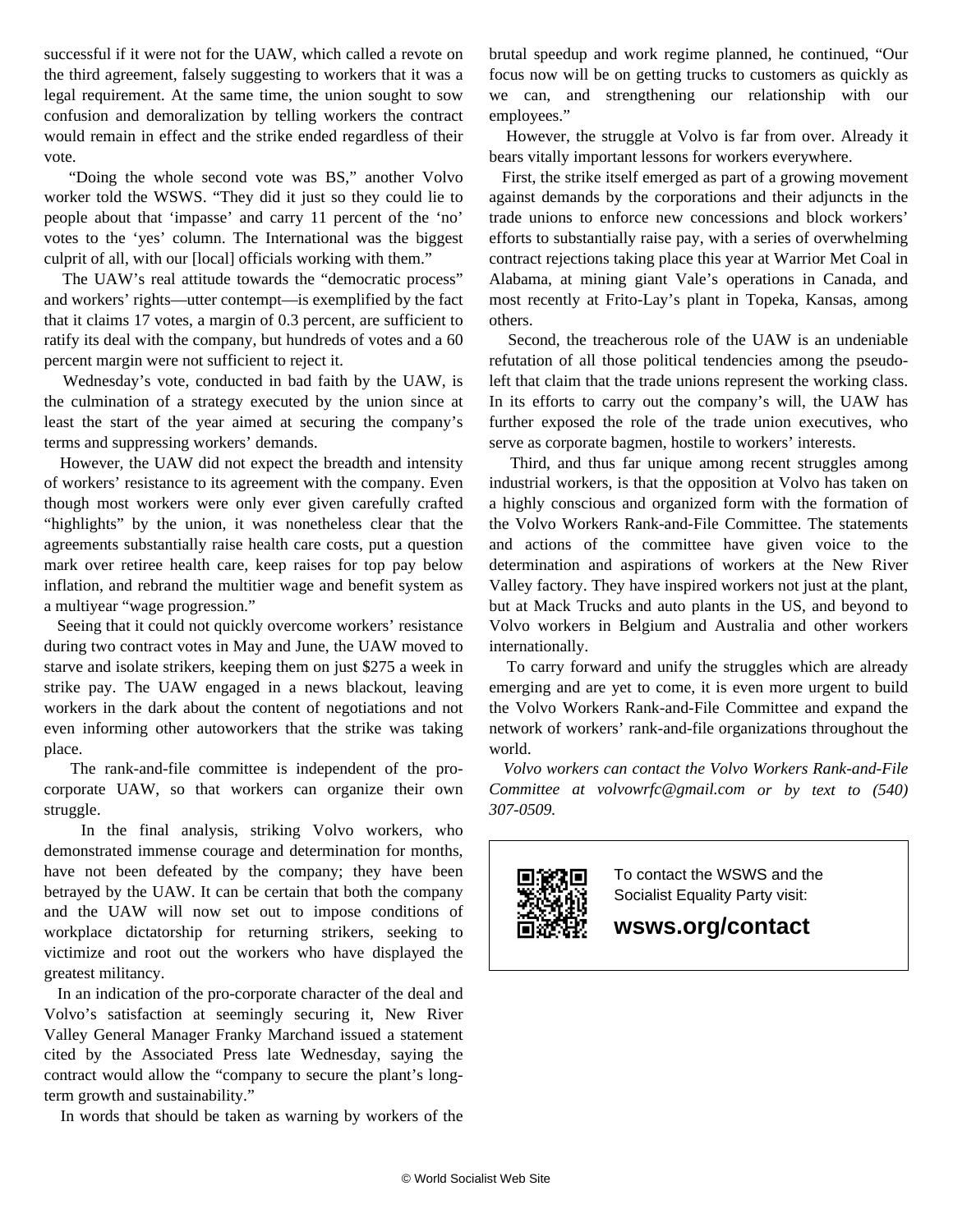successful if it were not for the UAW, which called a revote on the third agreement, falsely suggesting to workers that it was a legal requirement. At the same time, the union sought to sow confusion and demoralization by telling workers the contract would remain in effect and the strike ended regardless of their vote.

"Doing the whole second vote was BS," another Volvo worker told the WSWS. "They did it just so they could lie to people about that 'impasse' and carry 11 percent of the 'no' votes to the 'yes' column. The International was the biggest culprit of all, with our [local] officials working with them."

The UAW's real attitude towards the "democratic process" and workers' rights—utter contempt—is exemplified by the fact that it claims 17 votes, a margin of 0.3 percent, are sufficient to ratify its deal with the company, but hundreds of votes and a 60 percent margin were not sufficient to reject it.

Wednesday's vote, conducted in bad faith by the UAW, is the culmination of a strategy executed by the union since at least the start of the year aimed at securing the company's terms and suppressing workers' demands.

However, the UAW did not expect the breadth and intensity of workers' resistance to its agreement with the company. Even though most workers were only ever given carefully crafted "highlights" by the union, it was nonetheless clear that the agreements substantially raise health care costs, put a question mark over retiree health care, keep raises for top pay below inflation, and rebrand the multitier wage and benefit system as a multiyear "wage progression."

Seeing that it could not quickly overcome workers' resistance during two contract votes in May and June, the UAW moved to starve and isolate strikers, keeping them on just $275 a week in strike pay. The UAW engaged in a news blackout, leaving workers in the dark about the content of negotiations and not even informing other autoworkers that the strike was taking place.

The rank-and-file committee is independent of the pro-corporate UAW, so that workers can organize their own struggle.

In the final analysis, striking Volvo workers, who demonstrated immense courage and determination for months, have not been defeated by the company; they have been betrayed by the UAW. It can be certain that both the company and the UAW will now set out to impose conditions of workplace dictatorship for returning strikers, seeking to victimize and root out the workers who have displayed the greatest militancy.

In an indication of the pro-corporate character of the deal and Volvo's satisfaction at seemingly securing it, New River Valley General Manager Franky Marchand issued a statement cited by the Associated Press late Wednesday, saying the contract would allow the "company to secure the plant's long-term growth and sustainability."

In words that should be taken as warning by workers of the brutal speedup and work regime planned, he continued, "Our focus now will be on getting trucks to customers as quickly as we can, and strengthening our relationship with our employees."

However, the struggle at Volvo is far from over. Already it bears vitally important lessons for workers everywhere.

First, the strike itself emerged as part of a growing movement against demands by the corporations and their adjuncts in the trade unions to enforce new concessions and block workers' efforts to substantially raise pay, with a series of overwhelming contract rejections taking place this year at Warrior Met Coal in Alabama, at mining giant Vale's operations in Canada, and most recently at Frito-Lay's plant in Topeka, Kansas, among others.

Second, the treacherous role of the UAW is an undeniable refutation of all those political tendencies among the pseudo-left that claim that the trade unions represent the working class. In its efforts to carry out the company's will, the UAW has further exposed the role of the trade union executives, who serve as corporate bagmen, hostile to workers' interests.

Third, and thus far unique among recent struggles among industrial workers, is that the opposition at Volvo has taken on a highly conscious and organized form with the formation of the Volvo Workers Rank-and-File Committee. The statements and actions of the committee have given voice to the determination and aspirations of workers at the New River Valley factory. They have inspired workers not just at the plant, but at Mack Trucks and auto plants in the US, and beyond to Volvo workers in Belgium and Australia and other workers internationally.

To carry forward and unify the struggles which are already emerging and are yet to come, it is even more urgent to build the Volvo Workers Rank-and-File Committee and expand the network of workers' rank-and-file organizations throughout the world.

*Volvo workers can contact the Volvo Workers Rank-and-File Committee at volvowrfc@gmail.com or by text to (540) 307-0509.*

To contact the WSWS and the Socialist Equality Party visit:

**wsws.org/contact**